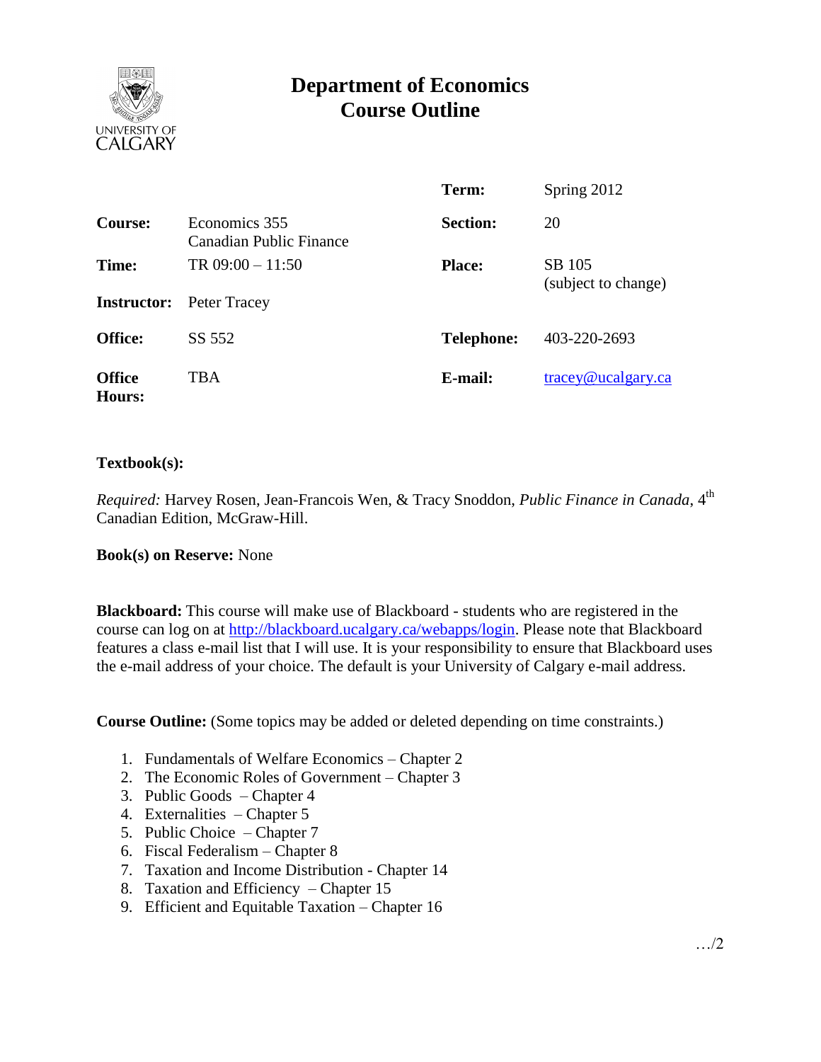# Department of Economics
# Course Outline

| | | | |
|---|---|---|---|
| | | **Term:** | Spring 2012 |
| **Course:** | Economics 355<br>Canadian Public Finance | **Section:** | 20 |
| **Time:** | TR 09:00 – 11:50 | **Place:** | SB 105<br>(subject to change) |
| **Instructor:** | Peter Tracey | | |
| **Office:** | SS 552 | **Telephone:** | 403-220-2693 |
| **Office Hours:** | TBA | **E-mail:** | tracey@ucalgary.ca |

**Textbook(s):**

*Required:* Harvey Rosen, Jean-Francois Wen, & Tracy Snoddon, *Public Finance in Canada*, 4th Canadian Edition, McGraw-Hill.

**Book(s) on Reserve:** None

**Blackboard:** This course will make use of Blackboard - students who are registered in the course can log on at http://blackboard.ucalgary.ca/webapps/login. Please note that Blackboard features a class e-mail list that I will use. It is your responsibility to ensure that Blackboard uses the e-mail address of your choice. The default is your University of Calgary e-mail address.

**Course Outline:** (Some topics may be added or deleted depending on time constraints.)

1. Fundamentals of Welfare Economics – Chapter 2
2. The Economic Roles of Government – Chapter 3
3. Public Goods – Chapter 4
4. Externalities – Chapter 5
5. Public Choice – Chapter 7
6. Fiscal Federalism – Chapter 8
7. Taxation and Income Distribution - Chapter 14
8. Taxation and Efficiency – Chapter 15
9. Efficient and Equitable Taxation – Chapter 16

…/2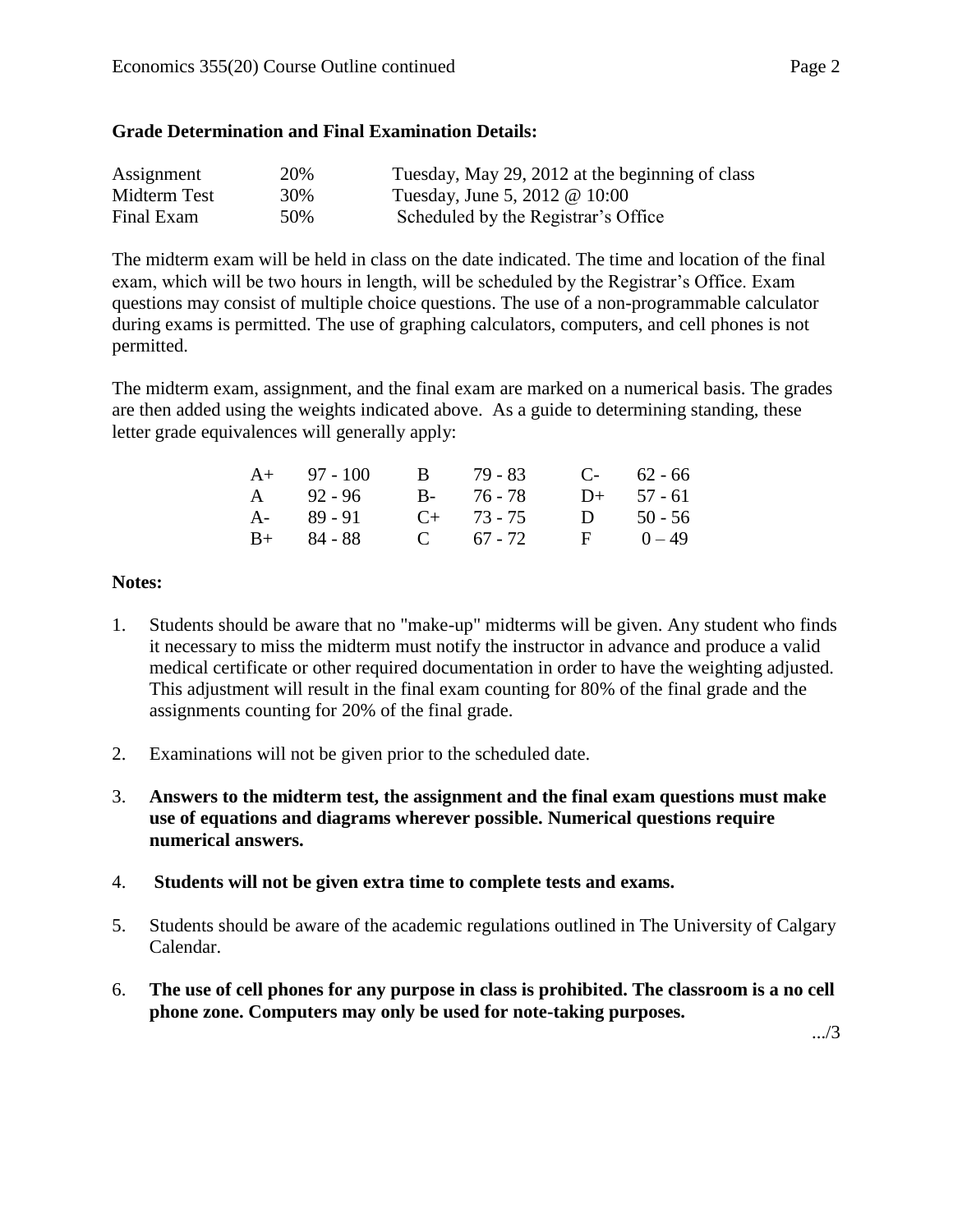**Grade Determination and Final Examination Details:**

| Assignment | 20% | Tuesday, May 29, 2012 at the beginning of class |
|---|---|---|
| Midterm Test | 30% | Tuesday, June 5, 2012 @ 10:00 |
| Final Exam | 50% | Scheduled by the Registrar's Office |

The midterm exam will be held in class on the date indicated. The time and location of the final exam, which will be two hours in length, will be scheduled by the Registrar's Office. Exam questions may consist of multiple choice questions. The use of a non-programmable calculator during exams is permitted. The use of graphing calculators, computers, and cell phones is not permitted.

The midterm exam, assignment, and the final exam are marked on a numerical basis. The grades are then added using the weights indicated above. As a guide to determining standing, these letter grade equivalences will generally apply:

| | | | | | |
|---|---|---|---|---|---|
| A+ | 97 - 100 | B | 79 - 83 | C- | 62 - 66 |
| A | 92 - 96 | B- | 76 - 78 | D+ | 57 - 61 |
| A- | 89 - 91 | C+ | 73 - 75 | D | 50 - 56 |
| B+ | 84 - 88 | C | 67 - 72 | F | 0 – 49 |

**Notes:**

1. Students should be aware that no "make-up" midterms will be given. Any student who finds it necessary to miss the midterm must notify the instructor in advance and produce a valid medical certificate or other required documentation in order to have the weighting adjusted. This adjustment will result in the final exam counting for 80% of the final grade and the assignments counting for 20% of the final grade.
2. Examinations will not be given prior to the scheduled date.
3. **Answers to the midterm test, the assignment and the final exam questions must make use of equations and diagrams wherever possible. Numerical questions require numerical answers.**
4. **Students will not be given extra time to complete tests and exams.**
5. Students should be aware of the academic regulations outlined in The University of Calgary Calendar.
6. **The use of cell phones for any purpose in class is prohibited. The classroom is a no cell phone zone. Computers may only be used for note-taking purposes.**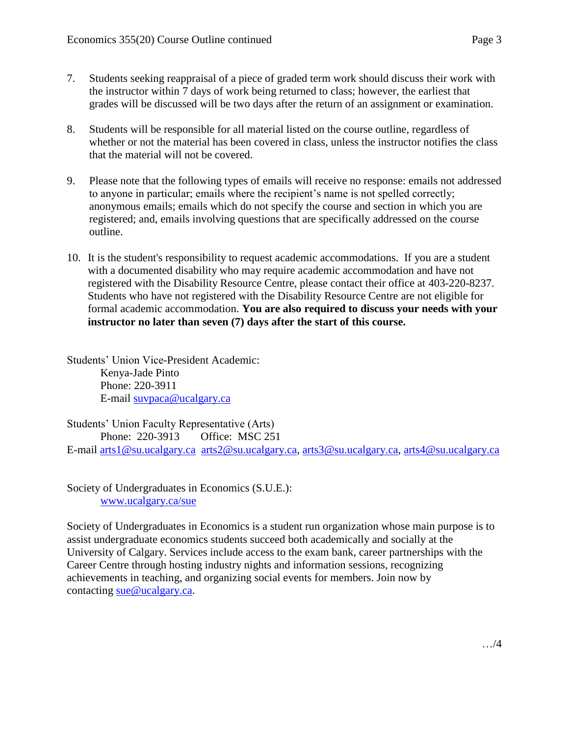7. Students seeking reappraisal of a piece of graded term work should discuss their work with the instructor within 7 days of work being returned to class; however, the earliest that grades will be discussed will be two days after the return of an assignment or examination.

8. Students will be responsible for all material listed on the course outline, regardless of whether or not the material has been covered in class, unless the instructor notifies the class that the material will not be covered.

9. Please note that the following types of emails will receive no response: emails not addressed to anyone in particular; emails where the recipient's name is not spelled correctly; anonymous emails; emails which do not specify the course and section in which you are registered; and, emails involving questions that are specifically addressed on the course outline.

10. It is the student's responsibility to request academic accommodations. If you are a student with a documented disability who may require academic accommodation and have not registered with the Disability Resource Centre, please contact their office at 403-220-8237. Students who have not registered with the Disability Resource Centre are not eligible for formal academic accommodation. **You are also required to discuss your needs with your instructor no later than seven (7) days after the start of this course.**

Students' Union Vice-President Academic:
Kenya-Jade Pinto
Phone: 220-3911
E-mail suvpaca@ucalgary.ca

Students' Union Faculty Representative (Arts)
Phone: 220-3913 Office: MSC 251
E-mail arts1@su.ucalgary.ca arts2@su.ucalgary.ca, arts3@su.ucalgary.ca, arts4@su.ucalgary.ca

Society of Undergraduates in Economics (S.U.E.):
www.ucalgary.ca/sue

Society of Undergraduates in Economics is a student run organization whose main purpose is to assist undergraduate economics students succeed both academically and socially at the University of Calgary. Services include access to the exam bank, career partnerships with the Career Centre through hosting industry nights and information sessions, recognizing achievements in teaching, and organizing social events for members. Join now by contacting sue@ucalgary.ca.

…/4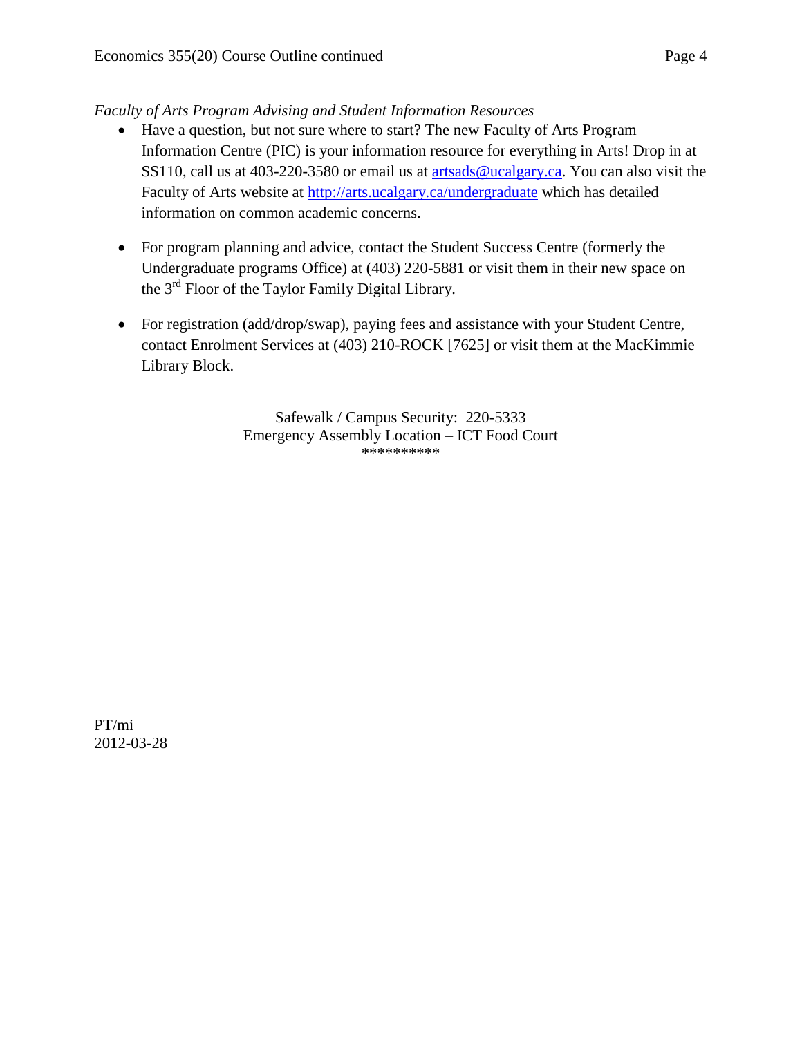*Faculty of Arts Program Advising and Student Information Resources*

- Have a question, but not sure where to start? The new Faculty of Arts Program Information Centre (PIC) is your information resource for everything in Arts! Drop in at SS110, call us at 403-220-3580 or email us at artsads@ucalgary.ca. You can also visit the Faculty of Arts website at http://arts.ucalgary.ca/undergraduate which has detailed information on common academic concerns.

- For program planning and advice, contact the Student Success Centre (formerly the Undergraduate programs Office) at (403) 220-5881 or visit them in their new space on the 3rd Floor of the Taylor Family Digital Library.

- For registration (add/drop/swap), paying fees and assistance with your Student Centre, contact Enrolment Services at (403) 210-ROCK [7625] or visit them at the MacKimmie Library Block.

Safewalk / Campus Security: 220-5333
Emergency Assembly Location – ICT Food Court
**********

PT/mi
2012-03-28